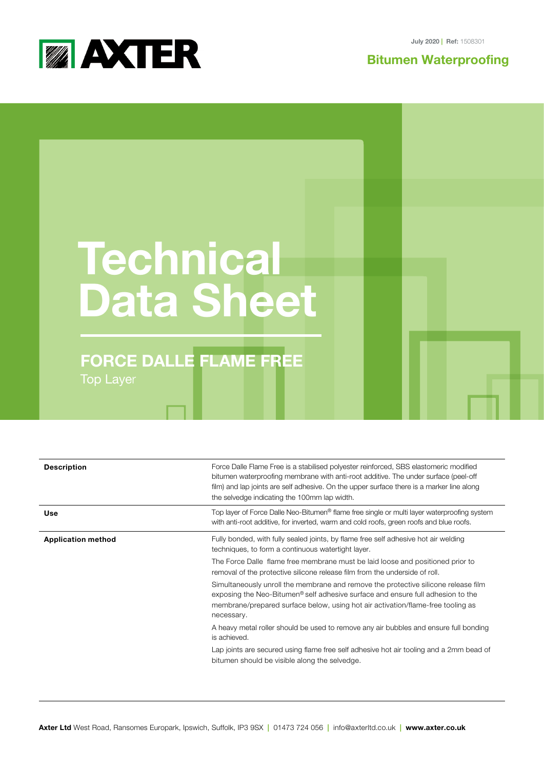July 2020 | **Ref:** 1508301

**Bitumen Waterproofing**

# Technical Data Sheet

## FORCE DALLE FLAME FREE

Top Layer

| | |
|---|---|
| **Description** | Force Dalle Flame Free is a stabilised polyester reinforced, SBS elastomeric modified bitumen waterproofing membrane with anti-root additive. The under surface (peel-off film) and lap joints are self adhesive. On the upper surface there is a marker line along the selvedge indicating the 100mm lap width. |
| **Use** | Top layer of Force Dalle Neo-Bitumen® flame free single or multi layer waterproofing system with anti-root additive, for inverted, warm and cold roofs, green roofs and blue roofs. |
| **Application method** | Fully bonded, with fully sealed joints, by flame free self adhesive hot air welding techniques, to form a continuous watertight layer.<br><br>The Force Dalle flame free membrane must be laid loose and positioned prior to removal of the protective silicone release film from the underside of roll.<br><br>Simultaneously unroll the membrane and remove the protective silicone release film exposing the Neo-Bitumen® self adhesive surface and ensure full adhesion to the membrane/prepared surface below, using hot air activation/flame-free tooling as necessary.<br><br>A heavy metal roller should be used to remove any air bubbles and ensure full bonding is achieved.<br><br>Lap joints are secured using flame free self adhesive hot air tooling and a 2mm bead of bitumen should be visible along the selvedge. |

**Axter Ltd** West Road, Ransomes Europark, Ipswich, Suffolk, IP3 9SX | 01473 724 056 | info@axterltd.co.uk | **www.axter.co.uk**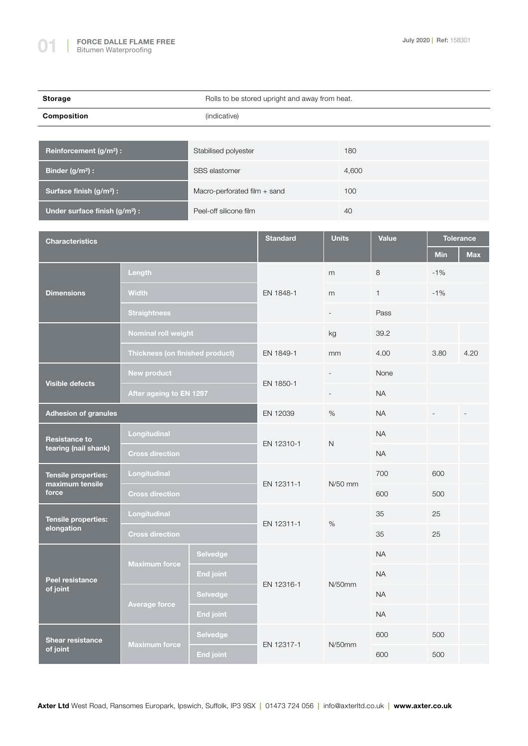| Storage | Rolls to be stored upright and away from heat. |
|---|---|
| **Composition** | (indicative) |

| Reinforcement (g/m²) : | Stabilised polyester | 180 |
|---|---|---|
| Binder (g/m²) : | SBS elastomer | 4,600 |
| Surface finish (g/m²) : | Macro-perforated film + sand | 100 |
| Under surface finish (g/m²) : | Peel-off silicone film | 40 |

| Characteristics | | | Standard | Units | Value | Tolerance | |
|---|---|---|---|---|---|---|---|
| | | | | | | Min | Max |
| Dimensions | Length | | EN 1848-1 | m | 8 | -1% | |
| | Width | | | m | 1 | -1% | |
| | Straightness | | | - | Pass | | |
| | Nominal roll weight | | | kg | 39.2 | | |
| | Thickness (on finished product) | | EN 1849-1 | mm | 4.00 | 3.80 | 4.20 |
| Visible defects | New product | | EN 1850-1 | - | None | | |
| | After ageing to EN 1297 | | | - | NA | | |
| Adhesion of granules | | | EN 12039 | % | NA | - | - |
| Resistance to tearing (nail shank) | Longitudinal | | EN 12310-1 | N | NA | | |
| | Cross direction | | | | NA | | |
| Tensile properties: maximum tensile force | Longitudinal | | EN 12311-1 | N/50 mm | 700 | 600 | |
| | Cross direction | | | | 600 | 500 | |
| Tensile properties: elongation | Longitudinal | | EN 12311-1 | % | 35 | 25 | |
| | Cross direction | | | | 35 | 25 | |
| Peel resistance of joint | Maximum force | Selvedge | EN 12316-1 | N/50mm | NA | | |
| | | End joint | | | NA | | |
| | Average force | Selvedge | | | NA | | |
| | | End joint | | | NA | | |
| Shear resistance of joint | Maximum force | Selvedge | EN 12317-1 | N/50mm | 600 | 500 | |
| | | End joint | | | 600 | 500 | |

**Axter Ltd** West Road, Ransomes Europark, Ipswich, Suffolk, IP3 9SX | 01473 724 056 | info@axterltd.co.uk | **www.axter.co.uk**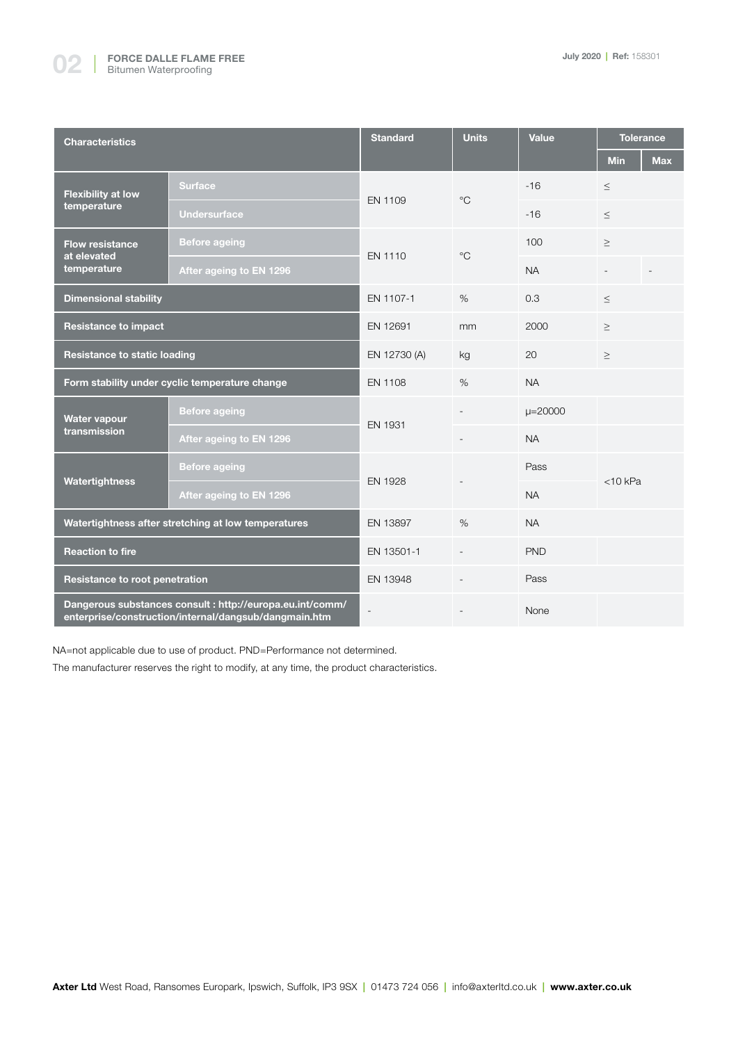| Characteristics | | Standard | Units | Value | Tolerance | |
|---|---|---|---|---|---|---|
| | | | | | Min | Max |
| Flexibility at low temperature | Surface | EN 1109 | °C | -16 | ≤ | |
| | Undersurface | | | -16 | ≤ | |
| Flow resistance at elevated temperature | Before ageing | EN 1110 | °C | 100 | ≥ | |
| | After ageing to EN 1296 | | | NA | - | - |
| Dimensional stability | | EN 1107-1 | % | 0.3 | ≤ | |
| Resistance to impact | | EN 12691 | mm | 2000 | ≥ | |
| Resistance to static loading | | EN 12730 (A) | kg | 20 | ≥ | |
| Form stability under cyclic temperature change | | EN 1108 | % | NA | | |
| Water vapour transmission | Before ageing | EN 1931 | - | μ=20000 | | |
| | After ageing to EN 1296 | | - | NA | | |
| Watertightness | Before ageing | EN 1928 | - | Pass | <10 kPa | |
| | After ageing to EN 1296 | | | NA | | |
| Watertightness after stretching at low temperatures | | EN 13897 | % | NA | | |
| Reaction to fire | | EN 13501-1 | - | PND | | |
| Resistance to root penetration | | EN 13948 | - | Pass | | |
| Dangerous substances consult : http://europa.eu.int/comm/enterprise/construction/internal/dangsub/dangmain.htm | | - | - | None | | |

NA=not applicable due to use of product. PND=Performance not determined.

The manufacturer reserves the right to modify, at any time, the product characteristics.

**Axter Ltd** West Road, Ransomes Europark, Ipswich, Suffolk, IP3 9SX | 01473 724 056 | info@axterltd.co.uk | **www.axter.co.uk**